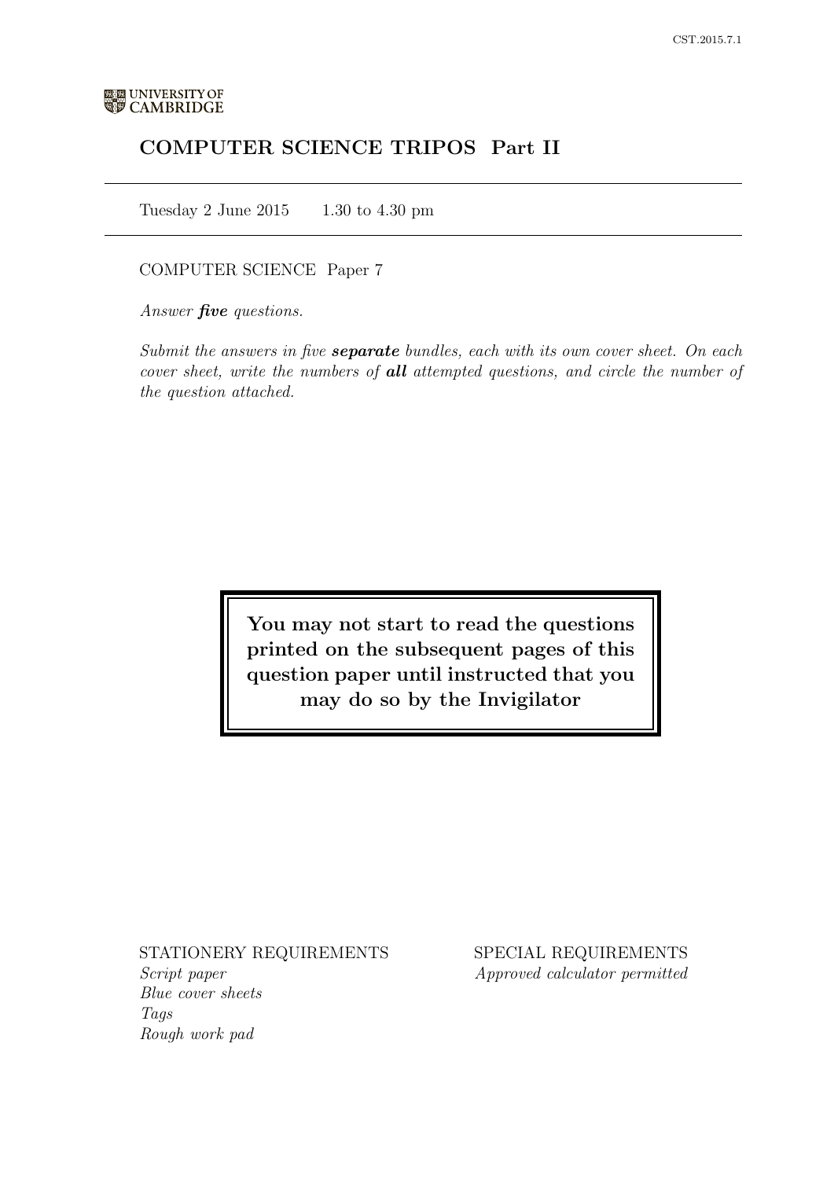UNIVERSITY OF CAMBRIDGE

# COMPUTER SCIENCE TRIPOS Part II

Tuesday 2 June 2015 1.30 to 4.30 pm

COMPUTER SCIENCE Paper 7

*Answer **five** questions.*

*Submit the answers in five **separate** bundles, each with its own cover sheet. On each cover sheet, write the numbers of **all** attempted questions, and circle the number of the question attached.*

**You may not start to read the questions printed on the subsequent pages of this question paper until instructed that you may do so by the Invigilator**

STATIONERY REQUIREMENTS
*Script paper*
*Blue cover sheets*
*Tags*
*Rough work pad*

SPECIAL REQUIREMENTS
*Approved calculator permitted*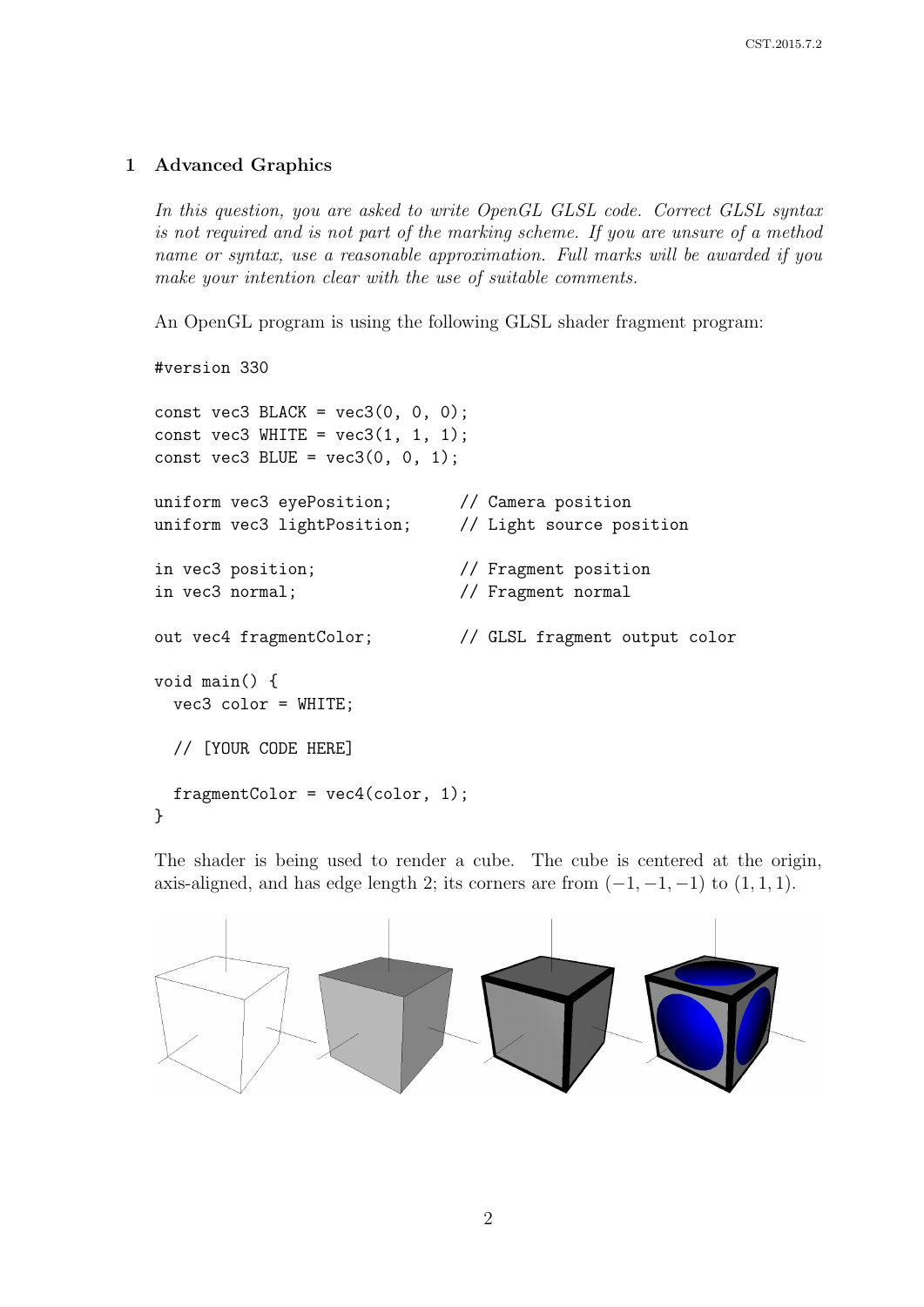## 1 Advanced Graphics

*In this question, you are asked to write OpenGL GLSL code. Correct GLSL syntax is not required and is not part of the marking scheme. If you are unsure of a method name or syntax, use a reasonable approximation. Full marks will be awarded if you make your intention clear with the use of suitable comments.*

An OpenGL program is using the following GLSL shader fragment program:

```
#version 330

const vec3 BLACK = vec3(0, 0, 0);
const vec3 WHITE = vec3(1, 1, 1);
const vec3 BLUE = vec3(0, 0, 1);

uniform vec3 eyePosition;       // Camera position
uniform vec3 lightPosition;     // Light source position

in vec3 position;               // Fragment position
in vec3 normal;                 // Fragment normal

out vec4 fragmentColor;         // GLSL fragment output color

void main() {
  vec3 color = WHITE;

  // [YOUR CODE HERE]

  fragmentColor = vec4(color, 1);
}
```

The shader is being used to render a cube. The cube is centered at the origin, axis-aligned, and has edge length 2; its corners are from $(-1, -1, -1)$ to $(1, 1, 1)$.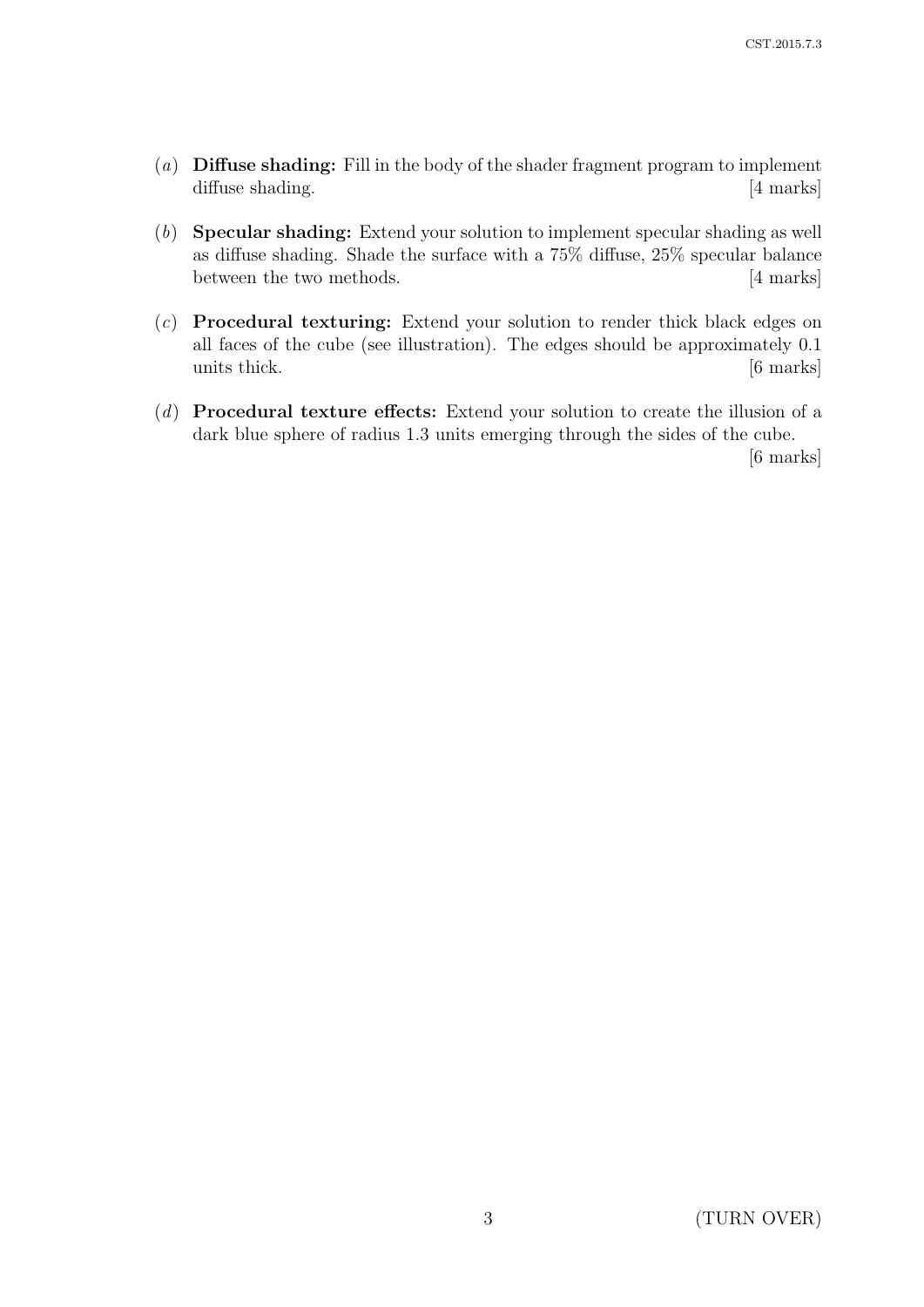(*a*) **Diffuse shading:** Fill in the body of the shader fragment program to implement diffuse shading. [4 marks]

(*b*) **Specular shading:** Extend your solution to implement specular shading as well as diffuse shading. Shade the surface with a 75% diffuse, 25% specular balance between the two methods. [4 marks]

(*c*) **Procedural texturing:** Extend your solution to render thick black edges on all faces of the cube (see illustration). The edges should be approximately 0.1 units thick. [6 marks]

(*d*) **Procedural texture effects:** Extend your solution to create the illusion of a dark blue sphere of radius 1.3 units emerging through the sides of the cube. [6 marks]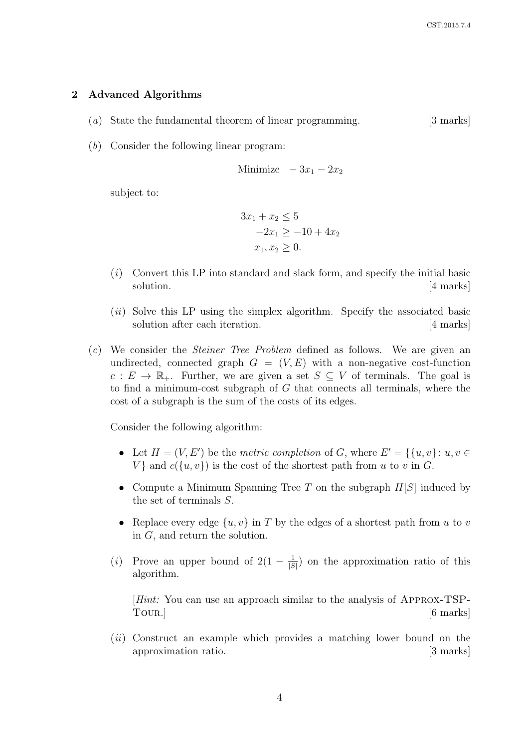## 2 Advanced Algorithms

(*a*) State the fundamental theorem of linear programming. [3 marks]

(*b*) Consider the following linear program:

$$\text{Minimize} \quad -3x_1 - 2x_2$$

subject to:

$$\begin{aligned} 3x_1 + x_2 &\leq 5 \\ -2x_1 &\geq -10 + 4x_2 \\ x_1, x_2 &\geq 0. \end{aligned}$$

(*i*) Convert this LP into standard and slack form, and specify the initial basic solution. [4 marks]

(*ii*) Solve this LP using the simplex algorithm. Specify the associated basic solution after each iteration. [4 marks]

(*c*) We consider the *Steiner Tree Problem* defined as follows. We are given an undirected, connected graph $G = (V, E)$ with a non-negative cost-function $c : E \to \mathbb{R}_+$. Further, we are given a set $S \subseteq V$ of terminals. The goal is to find a minimum-cost subgraph of $G$ that connects all terminals, where the cost of a subgraph is the sum of the costs of its edges.

Consider the following algorithm:

- Let $H = (V, E')$ be the *metric completion* of $G$, where $E' = \{\{u, v\} \colon u, v \in V\}$ and $c(\{u, v\})$ is the cost of the shortest path from $u$ to $v$ in $G$.
- Compute a Minimum Spanning Tree $T$ on the subgraph $H[S]$ induced by the set of terminals $S$.
- Replace every edge $\{u, v\}$ in $T$ by the edges of a shortest path from $u$ to $v$ in $G$, and return the solution.

(*i*) Prove an upper bound of $2(1 - \frac{1}{|S|})$ on the approximation ratio of this algorithm.

[*Hint:* You can use an approach similar to the analysis of APPROX-TSP-TOUR.] [6 marks]

(*ii*) Construct an example which provides a matching lower bound on the approximation ratio. [3 marks]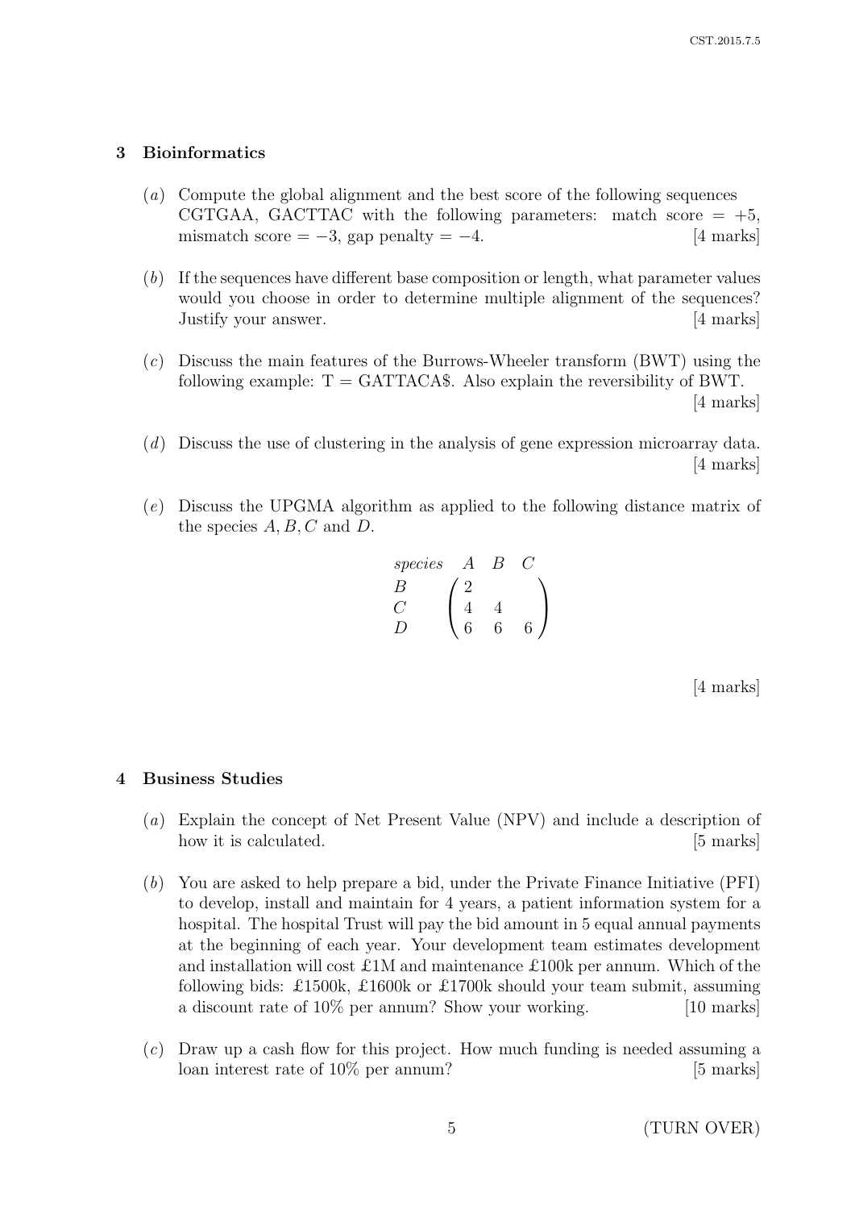## 3 Bioinformatics

(*a*) Compute the global alignment and the best score of the following sequences CGTGAA, GACTTAC with the following parameters: match score = +5, mismatch score = −3, gap penalty = −4. [4 marks]

(*b*) If the sequences have different base composition or length, what parameter values would you choose in order to determine multiple alignment of the sequences? Justify your answer. [4 marks]

(*c*) Discuss the main features of the Burrows-Wheeler transform (BWT) using the following example: T = GATTACA$. Also explain the reversibility of BWT. [4 marks]

(*d*) Discuss the use of clustering in the analysis of gene expression microarray data. [4 marks]

(*e*) Discuss the UPGMA algorithm as applied to the following distance matrix of the species $A, B, C$ and $D$.

$$
\begin{array}{llll}
\textit{species} & A & B & C \\
B & \left(\begin{array}{l} 2 \\ 4 \\ 6 \end{array}\right. & & \\
C & & 4 & \\
D & & 6 & \left.6\right)
\end{array}
$$

| *species* | *A* | *B* | *C* |
|---|---|---|---|
| *B* | 2 | | |
| *C* | 4 | 4 | |
| *D* | 6 | 6 | 6 |

[4 marks]

## 4 Business Studies

(*a*) Explain the concept of Net Present Value (NPV) and include a description of how it is calculated. [5 marks]

(*b*) You are asked to help prepare a bid, under the Private Finance Initiative (PFI) to develop, install and maintain for 4 years, a patient information system for a hospital. The hospital Trust will pay the bid amount in 5 equal annual payments at the beginning of each year. Your development team estimates development and installation will cost £1M and maintenance £100k per annum. Which of the following bids: £1500k, £1600k or £1700k should your team submit, assuming a discount rate of 10% per annum? Show your working. [10 marks]

(*c*) Draw up a cash flow for this project. How much funding is needed assuming a loan interest rate of 10% per annum? [5 marks]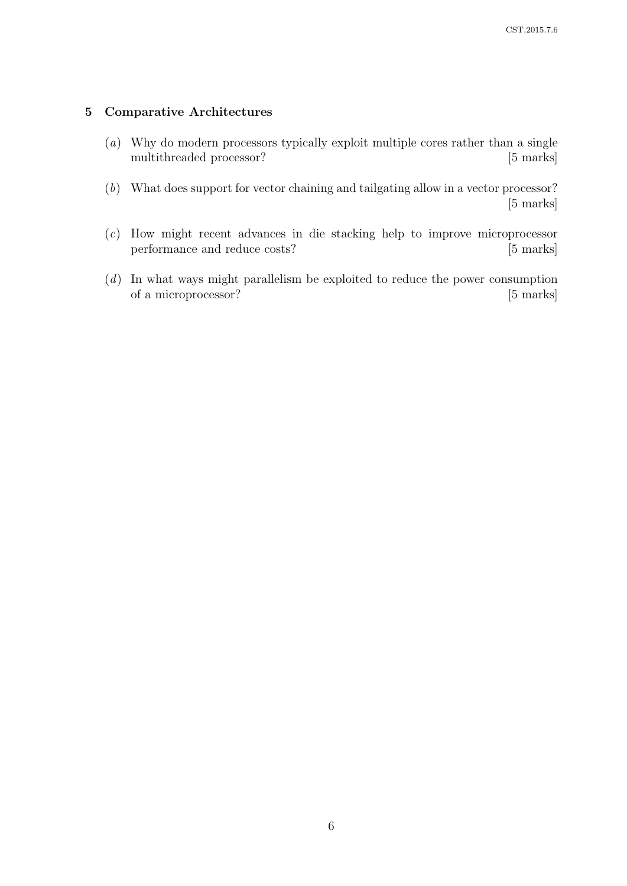## 5 Comparative Architectures

(*a*) Why do modern processors typically exploit multiple cores rather than a single multithreaded processor? [5 marks]

(*b*) What does support for vector chaining and tailgating allow in a vector processor? [5 marks]

(*c*) How might recent advances in die stacking help to improve microprocessor performance and reduce costs? [5 marks]

(*d*) In what ways might parallelism be exploited to reduce the power consumption of a microprocessor? [5 marks]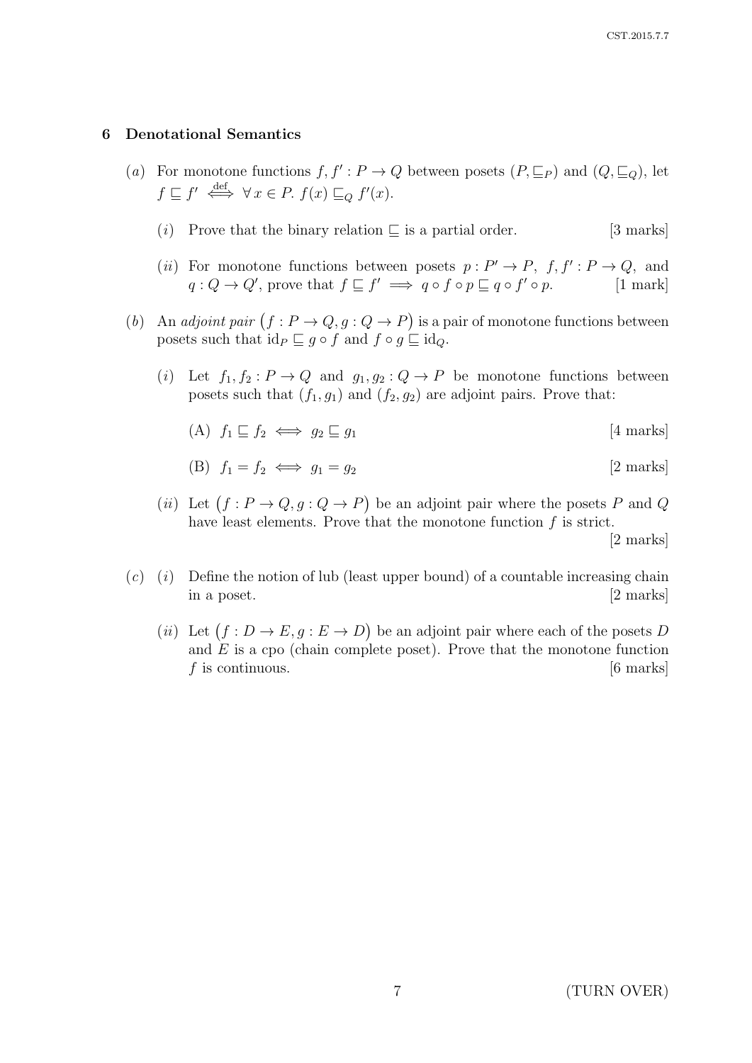## 6 Denotational Semantics

(*a*) For monotone functions $f, f' : P \to Q$ between posets $(P, \sqsubseteq_P)$ and $(Q, \sqsubseteq_Q)$, let $f \sqsubseteq f' \overset{\text{def}}{\iff} \forall\, x \in P.\ f(x) \sqsubseteq_Q f'(x)$.

(*i*) Prove that the binary relation $\sqsubseteq$ is a partial order. [3 marks]

(*ii*) For monotone functions between posets $p : P' \to P$, $f, f' : P \to Q$, and $q : Q \to Q'$, prove that $f \sqsubseteq f' \implies q \circ f \circ p \sqsubseteq q \circ f' \circ p$. [1 mark]

(*b*) An *adjoint pair* $\big(f : P \to Q, g : Q \to P\big)$ is a pair of monotone functions between posets such that $\mathrm{id}_P \sqsubseteq g \circ f$ and $f \circ g \sqsubseteq \mathrm{id}_Q$.

(*i*) Let $f_1, f_2 : P \to Q$ and $g_1, g_2 : Q \to P$ be monotone functions between posets such that $(f_1, g_1)$ and $(f_2, g_2)$ are adjoint pairs. Prove that:

(A) $f_1 \sqsubseteq f_2 \iff g_2 \sqsubseteq g_1$ [4 marks]

(B) $f_1 = f_2 \iff g_1 = g_2$ [2 marks]

(*ii*) Let $\big(f : P \to Q, g : Q \to P\big)$ be an adjoint pair where the posets $P$ and $Q$ have least elements. Prove that the monotone function $f$ is strict. [2 marks]

(*c*) (*i*) Define the notion of lub (least upper bound) of a countable increasing chain in a poset. [2 marks]

(*ii*) Let $\big(f : D \to E, g : E \to D\big)$ be an adjoint pair where each of the posets $D$ and $E$ is a cpo (chain complete poset). Prove that the monotone function $f$ is continuous. [6 marks]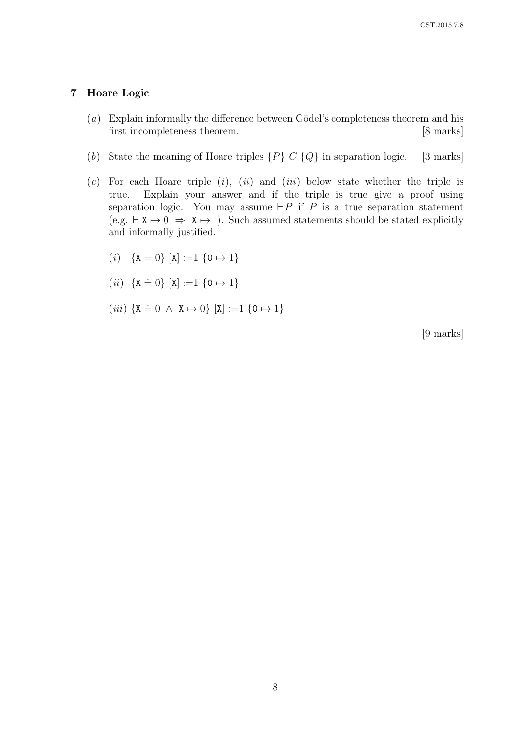## 7 Hoare Logic

(*a*) Explain informally the difference between Gödel's completeness theorem and his first incompleteness theorem. [8 marks]

(*b*) State the meaning of Hoare triples $\{P\}\ C\ \{Q\}$ in separation logic. [3 marks]

(*c*) For each Hoare triple (*i*), (*ii*) and (*iii*) below state whether the triple is true. Explain your answer and if the triple is true give a proof using separation logic. You may assume $\vdash P$ if $P$ is a true separation statement (e.g. $\vdash \mathtt{X} \mapsto 0 \;\Rightarrow\; \mathtt{X} \mapsto \_$). Such assumed statements should be stated explicitly and informally justified.

(*i*) $\{\mathtt{X} = 0\}\ [\mathtt{X}] := 1\ \{\mathtt{0} \mapsto 1\}$

(*ii*) $\{\mathtt{X} \doteq 0\}\ [\mathtt{X}] := 1\ \{\mathtt{0} \mapsto 1\}$

(*iii*) $\{\mathtt{X} \doteq 0 \ \wedge\ \mathtt{X} \mapsto 0\}\ [\mathtt{X}] := 1\ \{\mathtt{0} \mapsto 1\}$

[9 marks]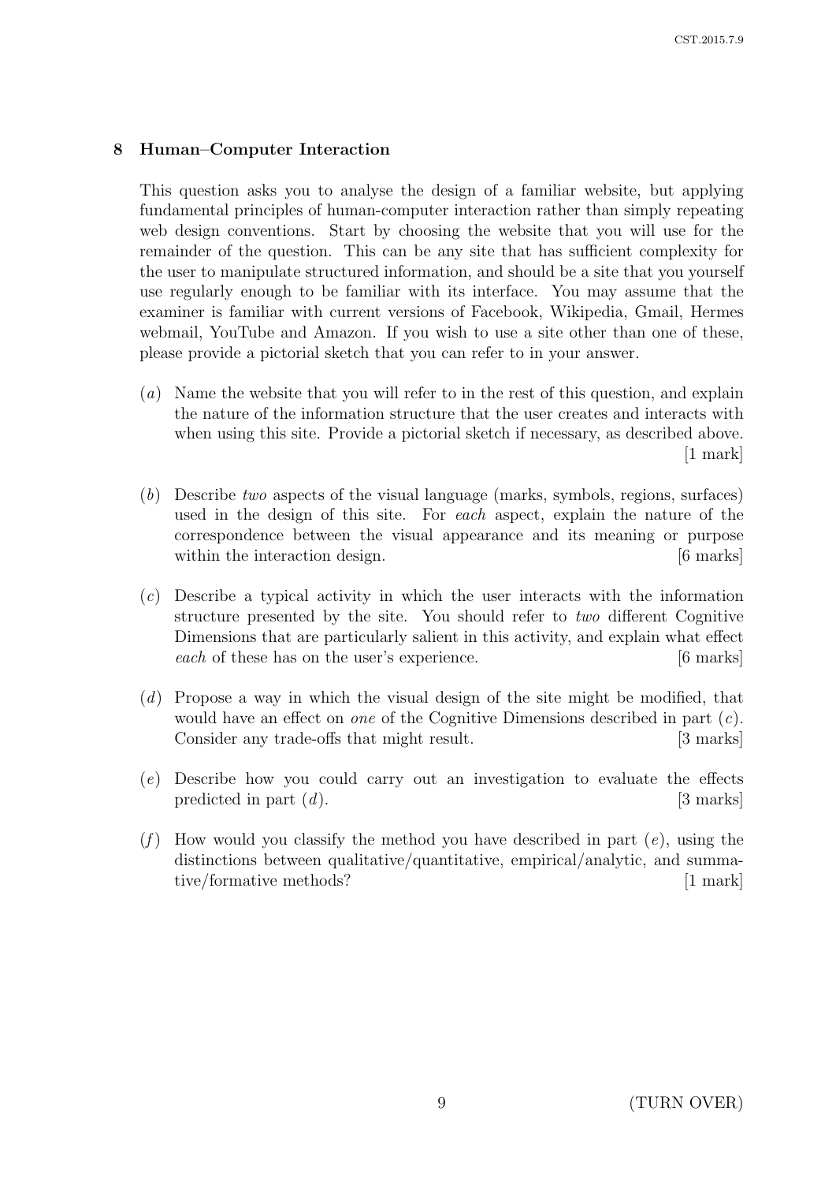## 8 Human–Computer Interaction

This question asks you to analyse the design of a familiar website, but applying fundamental principles of human-computer interaction rather than simply repeating web design conventions. Start by choosing the website that you will use for the remainder of the question. This can be any site that has sufficient complexity for the user to manipulate structured information, and should be a site that you yourself use regularly enough to be familiar with its interface. You may assume that the examiner is familiar with current versions of Facebook, Wikipedia, Gmail, Hermes webmail, YouTube and Amazon. If you wish to use a site other than one of these, please provide a pictorial sketch that you can refer to in your answer.

(*a*) Name the website that you will refer to in the rest of this question, and explain the nature of the information structure that the user creates and interacts with when using this site. Provide a pictorial sketch if necessary, as described above. [1 mark]

(*b*) Describe *two* aspects of the visual language (marks, symbols, regions, surfaces) used in the design of this site. For *each* aspect, explain the nature of the correspondence between the visual appearance and its meaning or purpose within the interaction design. [6 marks]

(*c*) Describe a typical activity in which the user interacts with the information structure presented by the site. You should refer to *two* different Cognitive Dimensions that are particularly salient in this activity, and explain what effect *each* of these has on the user's experience. [6 marks]

(*d*) Propose a way in which the visual design of the site might be modified, that would have an effect on *one* of the Cognitive Dimensions described in part (*c*). Consider any trade-offs that might result. [3 marks]

(*e*) Describe how you could carry out an investigation to evaluate the effects predicted in part (*d*). [3 marks]

(*f*) How would you classify the method you have described in part (*e*), using the distinctions between qualitative/quantitative, empirical/analytic, and summative/formative methods? [1 mark]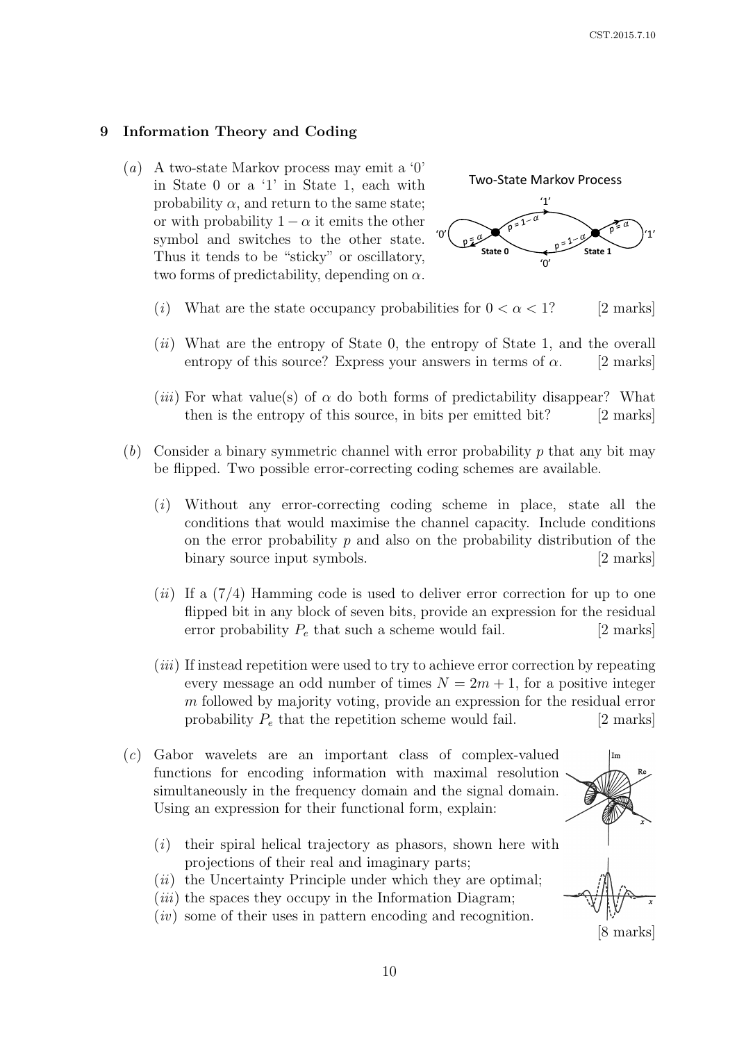## 9 Information Theory and Coding

(*a*) A two-state Markov process may emit a '0' in State 0 or a '1' in State 1, each with probability $\alpha$, and return to the same state; or with probability $1 - \alpha$ it emits the other symbol and switches to the other state. Thus it tends to be "sticky" or oscillatory, two forms of predictability, depending on $\alpha$.

(*i*) What are the state occupancy probabilities for $0 < \alpha < 1$? [2 marks]

(*ii*) What are the entropy of State 0, the entropy of State 1, and the overall entropy of this source? Express your answers in terms of $\alpha$. [2 marks]

(*iii*) For what value(s) of $\alpha$ do both forms of predictability disappear? What then is the entropy of this source, in bits per emitted bit? [2 marks]

(*b*) Consider a binary symmetric channel with error probability $p$ that any bit may be flipped. Two possible error-correcting coding schemes are available.

(*i*) Without any error-correcting coding scheme in place, state all the conditions that would maximise the channel capacity. Include conditions on the error probability $p$ and also on the probability distribution of the binary source input symbols. [2 marks]

(*ii*) If a (7/4) Hamming code is used to deliver error correction for up to one flipped bit in any block of seven bits, provide an expression for the residual error probability $P_e$ that such a scheme would fail. [2 marks]

(*iii*) If instead repetition were used to try to achieve error correction by repeating every message an odd number of times $N = 2m + 1$, for a positive integer $m$ followed by majority voting, provide an expression for the residual error probability $P_e$ that the repetition scheme would fail. [2 marks]

(*c*) Gabor wavelets are an important class of complex-valued functions for encoding information with maximal resolution simultaneously in the frequency domain and the signal domain. Using an expression for their functional form, explain:

(*i*) their spiral helical trajectory as phasors, shown here with projections of their real and imaginary parts;
(*ii*) the Uncertainty Principle under which they are optimal;
(*iii*) the spaces they occupy in the Information Diagram;
(*iv*) some of their uses in pattern encoding and recognition.

[8 marks]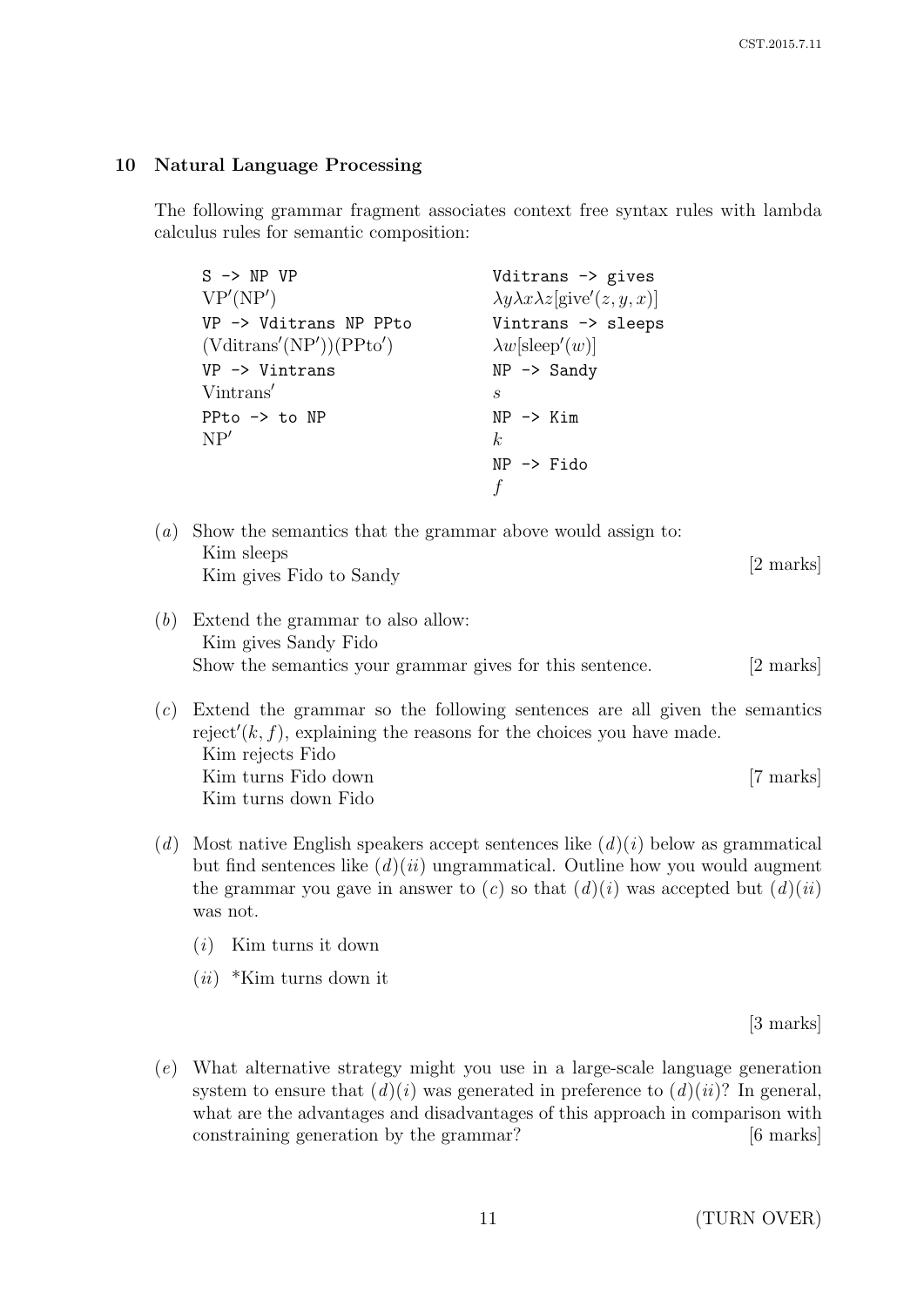## 10 Natural Language Processing

The following grammar fragment associates context free syntax rules with lambda calculus rules for semantic composition:

| | |
|---|---|
| `S -> NP VP` | `Vditrans -> gives` |
| $\mathrm{VP}'(\mathrm{NP}')$ | $\lambda y \lambda x \lambda z[\mathrm{give}'(z, y, x)]$ |
| `VP -> Vditrans NP PPto` | `Vintrans -> sleeps` |
| $(\mathrm{Vditrans}'(\mathrm{NP}'))(\mathrm{PPto}')$ | $\lambda w[\mathrm{sleep}'(w)]$ |
| `VP -> Vintrans` | `NP -> Sandy` |
| $\mathrm{Vintrans}'$ | $s$ |
| `PPto -> to NP` | `NP -> Kim` |
| $\mathrm{NP}'$ | $k$ |
| | `NP -> Fido` |
| | $f$ |

(*a*) Show the semantics that the grammar above would assign to:
  Kim sleeps
  Kim gives Fido to Sandy [2 marks]

(*b*) Extend the grammar to also allow:
  Kim gives Sandy Fido
  Show the semantics your grammar gives for this sentence. [2 marks]

(*c*) Extend the grammar so the following sentences are all given the semantics $\mathrm{reject}'(k, f)$, explaining the reasons for the choices you have made.
  Kim rejects Fido
  Kim turns Fido down
  Kim turns down Fido [7 marks]

(*d*) Most native English speakers accept sentences like (*d*)(*i*) below as grammatical but find sentences like (*d*)(*ii*) ungrammatical. Outline how you would augment the grammar you gave in answer to (*c*) so that (*d*)(*i*) was accepted but (*d*)(*ii*) was not.

  (*i*) Kim turns it down

  (*ii*) *Kim turns down it

[3 marks]

(*e*) What alternative strategy might you use in a large-scale language generation system to ensure that (*d*)(*i*) was generated in preference to (*d*)(*ii*)? In general, what are the advantages and disadvantages of this approach in comparison with constraining generation by the grammar? [6 marks]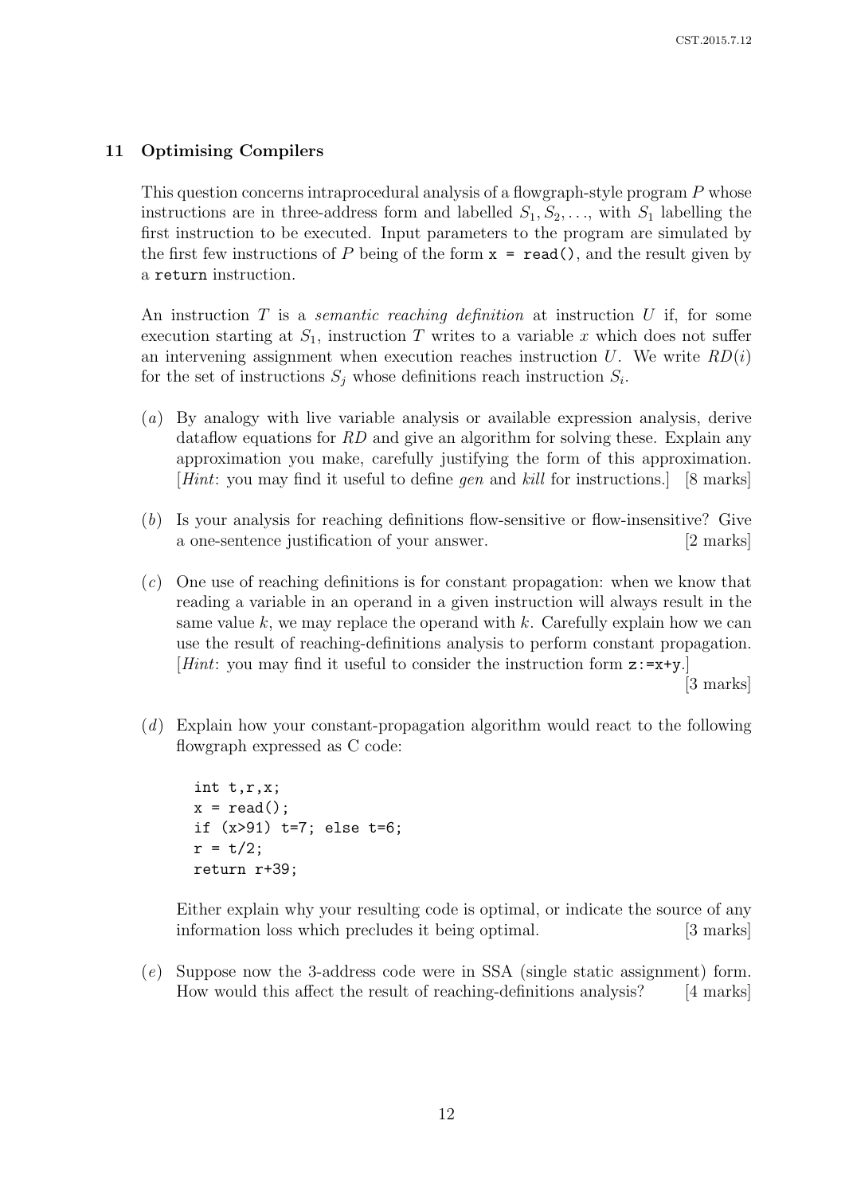## 11 Optimising Compilers

This question concerns intraprocedural analysis of a flowgraph-style program $P$ whose instructions are in three-address form and labelled $S_1, S_2, \ldots$, with $S_1$ labelling the first instruction to be executed. Input parameters to the program are simulated by the first few instructions of $P$ being of the form `x = read()`, and the result given by a `return` instruction.

An instruction $T$ is a *semantic reaching definition* at instruction $U$ if, for some execution starting at $S_1$, instruction $T$ writes to a variable $x$ which does not suffer an intervening assignment when execution reaches instruction $U$. We write $RD(i)$ for the set of instructions $S_j$ whose definitions reach instruction $S_i$.

(*a*) By analogy with live variable analysis or available expression analysis, derive dataflow equations for $RD$ and give an algorithm for solving these. Explain any approximation you make, carefully justifying the form of this approximation. [*Hint*: you may find it useful to define *gen* and *kill* for instructions.] [8 marks]

(*b*) Is your analysis for reaching definitions flow-sensitive or flow-insensitive? Give a one-sentence justification of your answer. [2 marks]

(*c*) One use of reaching definitions is for constant propagation: when we know that reading a variable in an operand in a given instruction will always result in the same value $k$, we may replace the operand with $k$. Carefully explain how we can use the result of reaching-definitions analysis to perform constant propagation. [*Hint*: you may find it useful to consider the instruction form `z:=x+y`.] [3 marks]

(*d*) Explain how your constant-propagation algorithm would react to the following flowgraph expressed as C code:

```
int t,r,x;
x = read();
if (x>91) t=7; else t=6;
r = t/2;
return r+39;
```

Either explain why your resulting code is optimal, or indicate the source of any information loss which precludes it being optimal. [3 marks]

(*e*) Suppose now the 3-address code were in SSA (single static assignment) form. How would this affect the result of reaching-definitions analysis? [4 marks]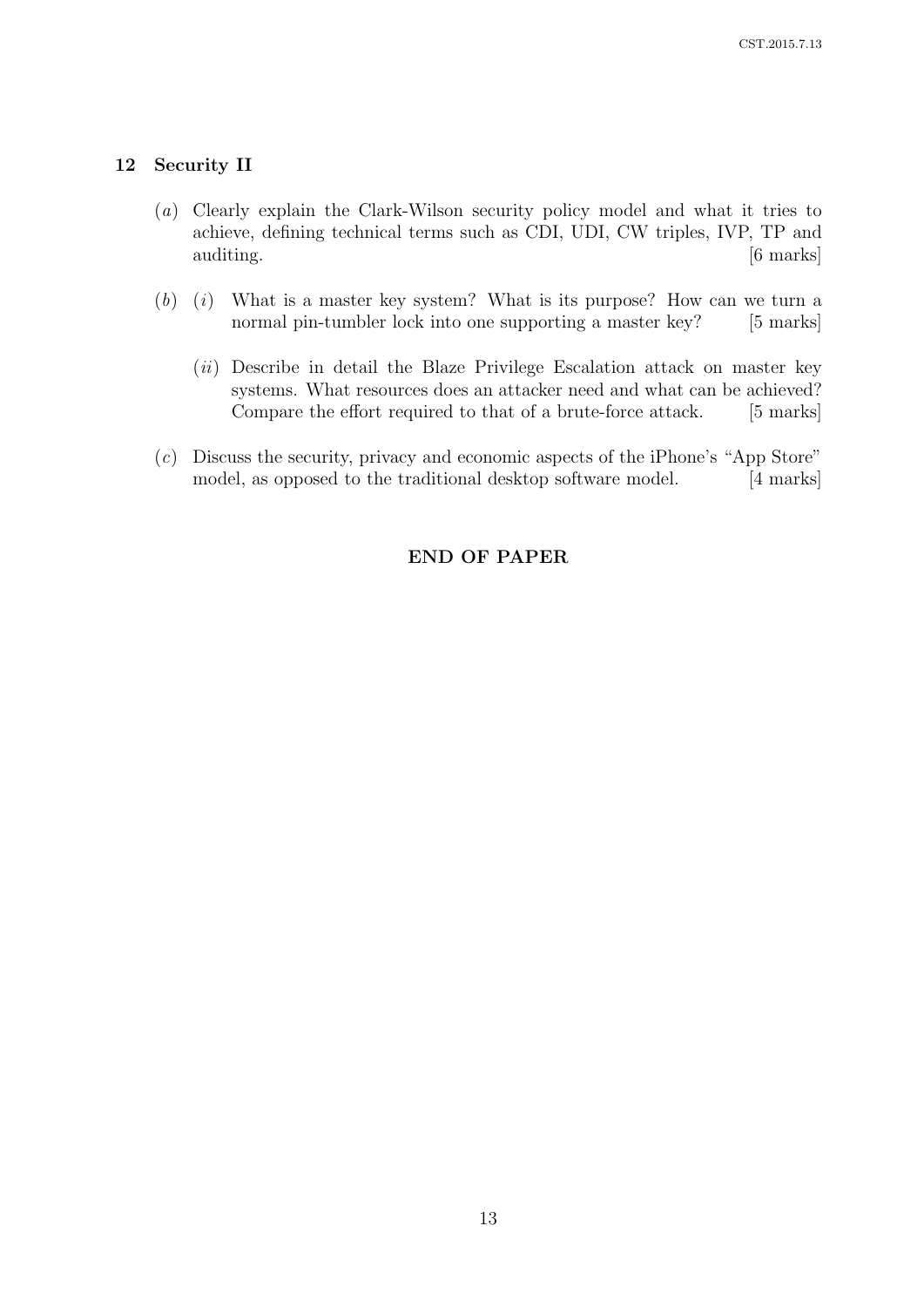## 12 Security II

(*a*) Clearly explain the Clark-Wilson security policy model and what it tries to achieve, defining technical terms such as CDI, UDI, CW triples, IVP, TP and auditing. [6 marks]

(*b*) (*i*) What is a master key system? What is its purpose? How can we turn a normal pin-tumbler lock into one supporting a master key? [5 marks]

(*ii*) Describe in detail the Blaze Privilege Escalation attack on master key systems. What resources does an attacker need and what can be achieved? Compare the effort required to that of a brute-force attack. [5 marks]

(*c*) Discuss the security, privacy and economic aspects of the iPhone's "App Store" model, as opposed to the traditional desktop software model. [4 marks]

**END OF PAPER**